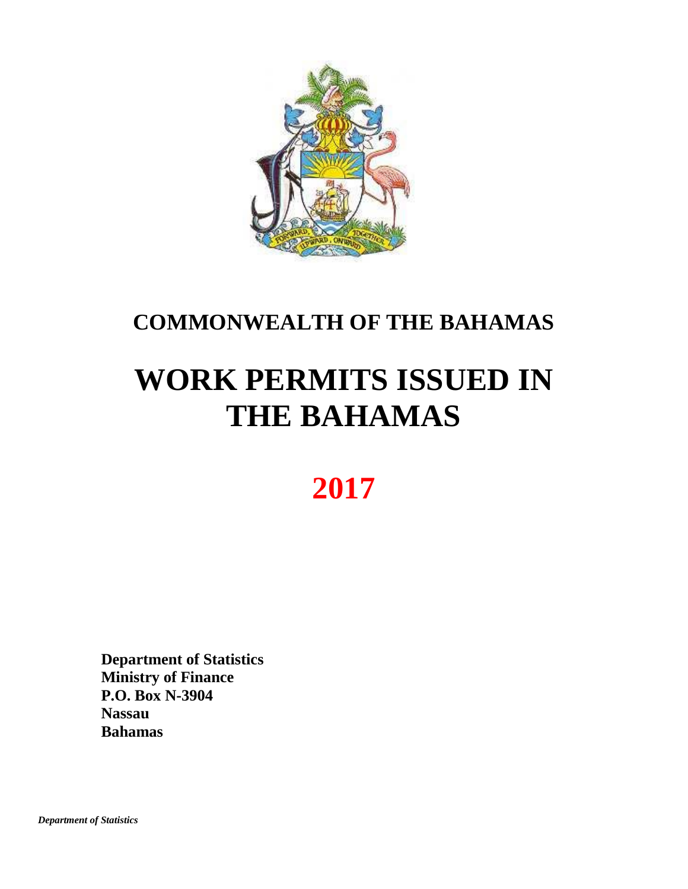# COMMONWEALTH OF THE BAHAMAS

# WORK PERMITS ISSUED IN THE BAHAMAS

# 2017

**Department of Statistics**
**Ministry of Finance**
**P.O. Box N-3904**
**Nassau**
**Bahamas**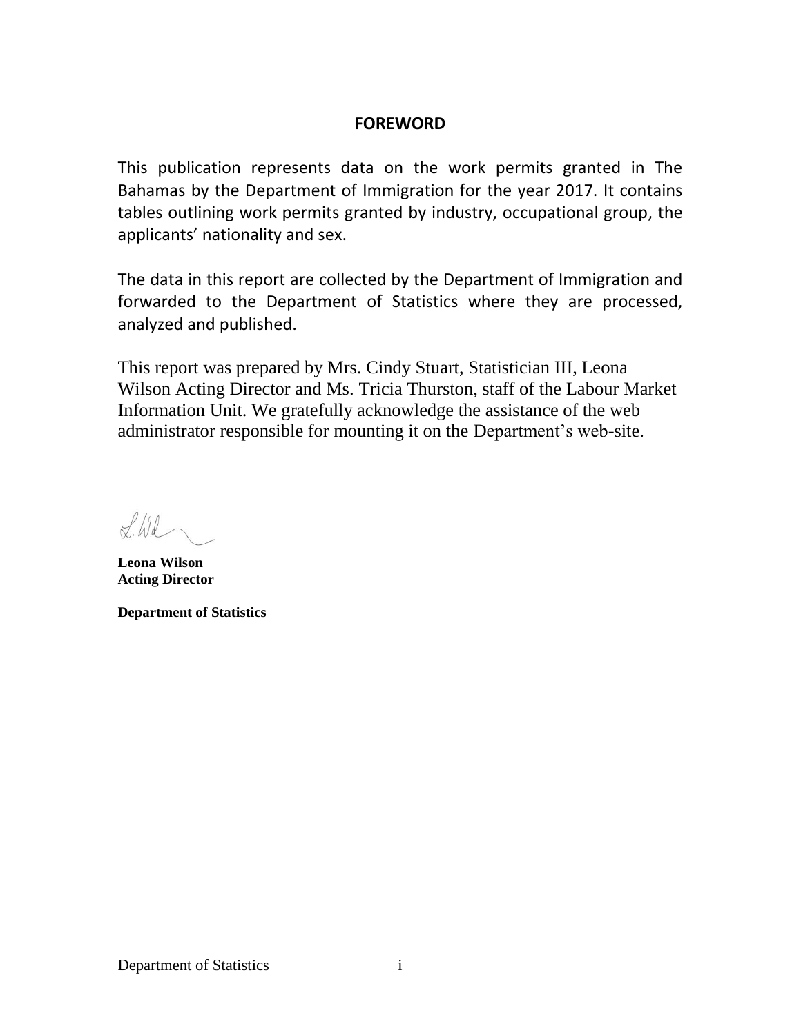# FOREWORD

This publication represents data on the work permits granted in The Bahamas by the Department of Immigration for the year 2017. It contains tables outlining work permits granted by industry, occupational group, the applicants' nationality and sex.

The data in this report are collected by the Department of Immigration and forwarded to the Department of Statistics where they are processed, analyzed and published.

This report was prepared by Mrs. Cindy Stuart, Statistician III, Leona Wilson Acting Director and Ms. Tricia Thurston, staff of the Labour Market Information Unit. We gratefully acknowledge the assistance of the web administrator responsible for mounting it on the Department's web-site.

**Leona Wilson**
**Acting Director**

**Department of Statistics**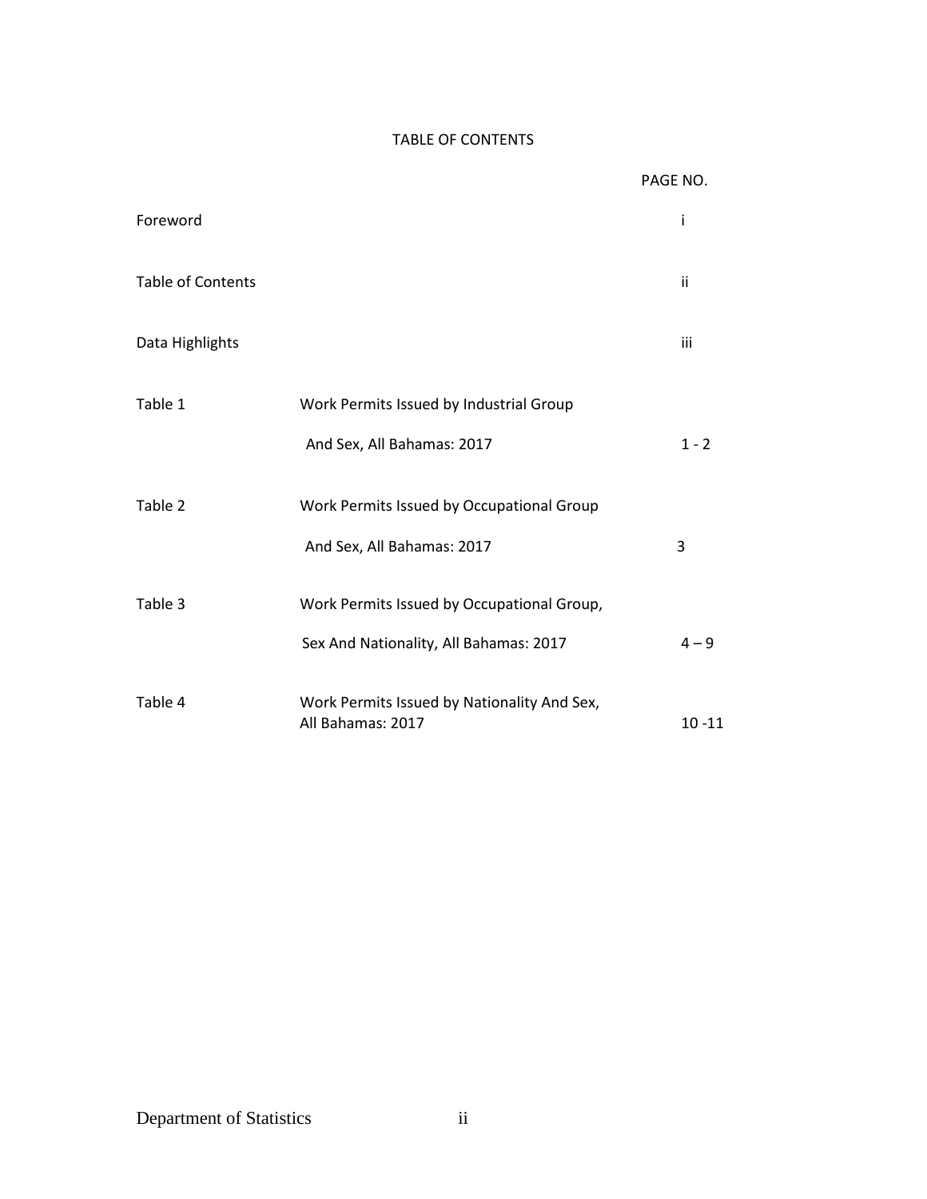# TABLE OF CONTENTS

| | | PAGE NO. |
|---|---|---|
| Foreword | | i |
| Table of Contents | | ii |
| Data Highlights | | iii |
| Table 1 | Work Permits Issued by Industrial Group And Sex, All Bahamas: 2017 | 1 - 2 |
| Table 2 | Work Permits Issued by Occupational Group And Sex, All Bahamas: 2017 | 3 |
| Table 3 | Work Permits Issued by Occupational Group, Sex And Nationality, All Bahamas: 2017 | 4 – 9 |
| Table 4 | Work Permits Issued by Nationality And Sex, All Bahamas: 2017 | 10 -11 |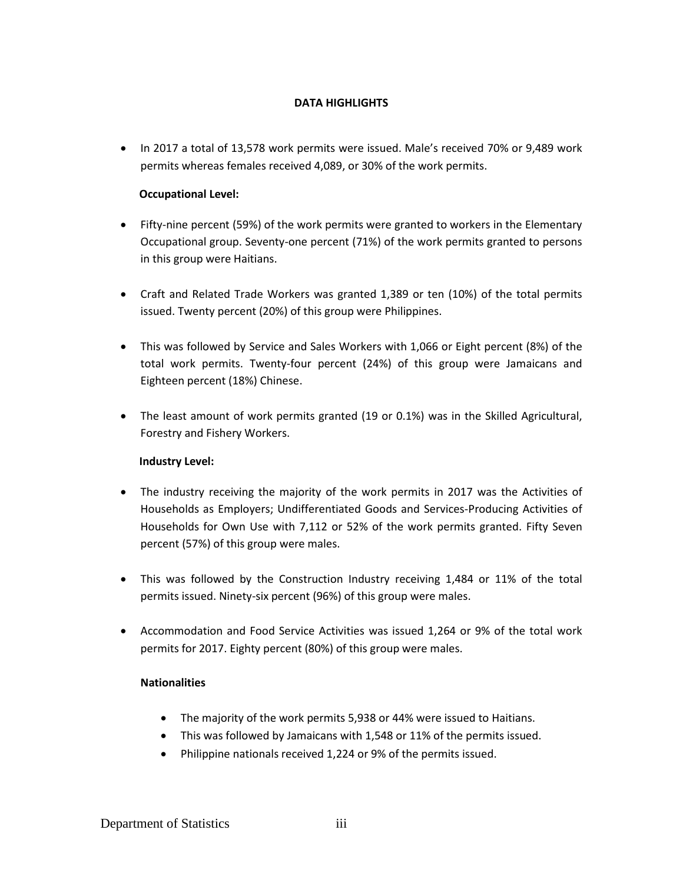## DATA HIGHLIGHTS

- In 2017 a total of 13,578 work permits were issued. Male's received 70% or 9,489 work permits whereas females received 4,089, or 30% of the work permits.

**Occupational Level:**

- Fifty-nine percent (59%) of the work permits were granted to workers in the Elementary Occupational group. Seventy-one percent (71%) of the work permits granted to persons in this group were Haitians.

- Craft and Related Trade Workers was granted 1,389 or ten (10%) of the total permits issued. Twenty percent (20%) of this group were Philippines.

- This was followed by Service and Sales Workers with 1,066 or Eight percent (8%) of the total work permits. Twenty-four percent (24%) of this group were Jamaicans and Eighteen percent (18%) Chinese.

- The least amount of work permits granted (19 or 0.1%) was in the Skilled Agricultural, Forestry and Fishery Workers.

**Industry Level:**

- The industry receiving the majority of the work permits in 2017 was the Activities of Households as Employers; Undifferentiated Goods and Services-Producing Activities of Households for Own Use with 7,112 or 52% of the work permits granted. Fifty Seven percent (57%) of this group were males.

- This was followed by the Construction Industry receiving 1,484 or 11% of the total permits issued. Ninety-six percent (96%) of this group were males.

- Accommodation and Food Service Activities was issued 1,264 or 9% of the total work permits for 2017. Eighty percent (80%) of this group were males.

**Nationalities**

- The majority of the work permits 5,938 or 44% were issued to Haitians.
- This was followed by Jamaicans with 1,548 or 11% of the permits issued.
- Philippine nationals received 1,224 or 9% of the permits issued.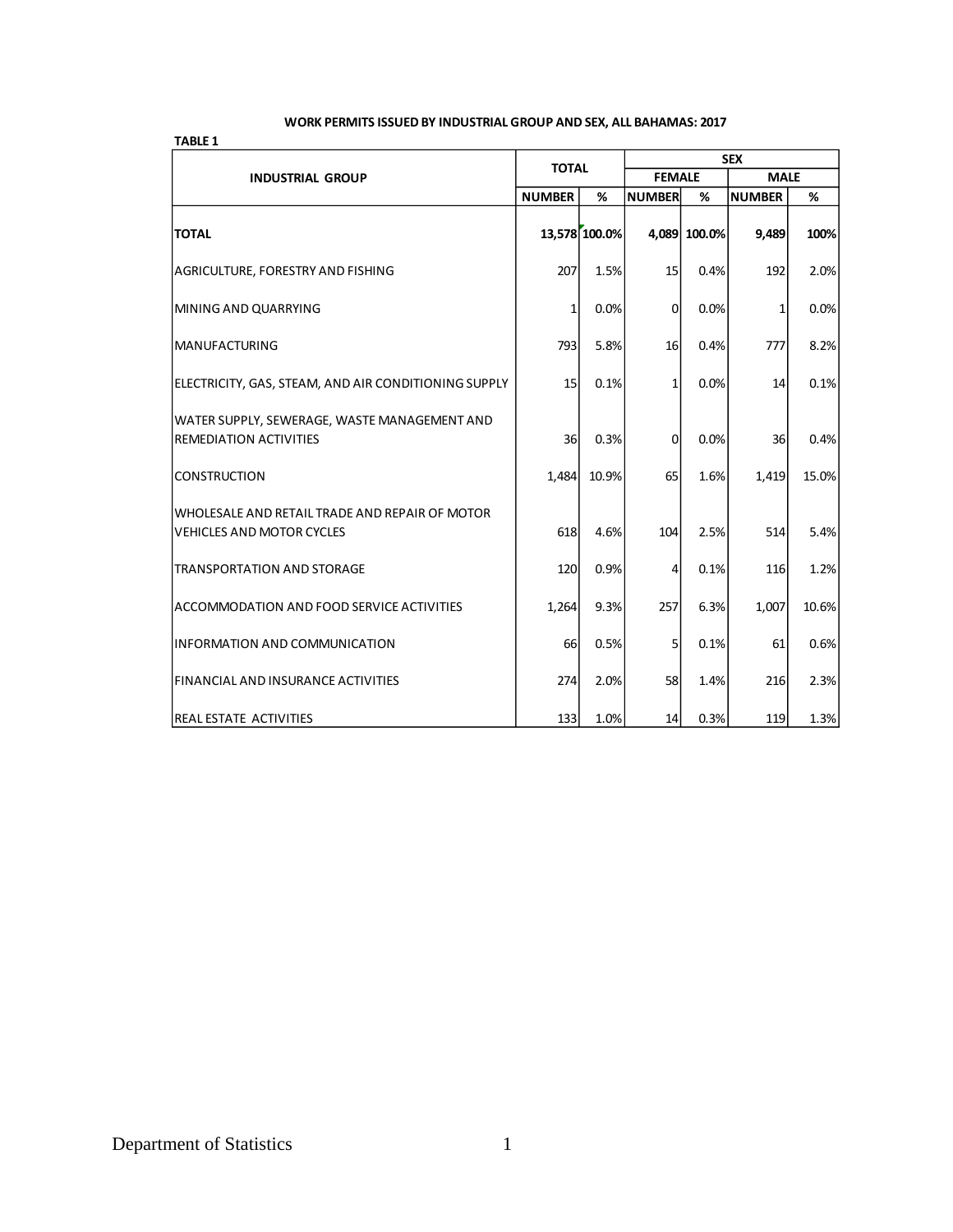**WORK PERMITS ISSUED BY INDUSTRIAL GROUP AND SEX, ALL BAHAMAS: 2017**

**TABLE 1**

| INDUSTRIAL GROUP | TOTAL | | SEX | | | |
|---|---|---|---|---|---|---|
| | | | FEMALE | | MALE | |
| | NUMBER | % | NUMBER | % | NUMBER | % |
| **TOTAL** | **13,578** | **100.0%** | **4,089** | **100.0%** | **9,489** | **100%** |
| AGRICULTURE, FORESTRY AND FISHING | 207 | 1.5% | 15 | 0.4% | 192 | 2.0% |
| MINING AND QUARRYING | 1 | 0.0% | 0 | 0.0% | 1 | 0.0% |
| MANUFACTURING | 793 | 5.8% | 16 | 0.4% | 777 | 8.2% |
| ELECTRICITY, GAS, STEAM, AND AIR CONDITIONING SUPPLY | 15 | 0.1% | 1 | 0.0% | 14 | 0.1% |
| WATER SUPPLY, SEWERAGE, WASTE MANAGEMENT AND REMEDIATION ACTIVITIES | 36 | 0.3% | 0 | 0.0% | 36 | 0.4% |
| CONSTRUCTION | 1,484 | 10.9% | 65 | 1.6% | 1,419 | 15.0% |
| WHOLESALE AND RETAIL TRADE AND REPAIR OF MOTOR VEHICLES AND MOTOR CYCLES | 618 | 4.6% | 104 | 2.5% | 514 | 5.4% |
| TRANSPORTATION AND STORAGE | 120 | 0.9% | 4 | 0.1% | 116 | 1.2% |
| ACCOMMODATION AND FOOD SERVICE ACTIVITIES | 1,264 | 9.3% | 257 | 6.3% | 1,007 | 10.6% |
| INFORMATION AND COMMUNICATION | 66 | 0.5% | 5 | 0.1% | 61 | 0.6% |
| FINANCIAL AND INSURANCE ACTIVITIES | 274 | 2.0% | 58 | 1.4% | 216 | 2.3% |
| REAL ESTATE ACTIVITIES | 133 | 1.0% | 14 | 0.3% | 119 | 1.3% |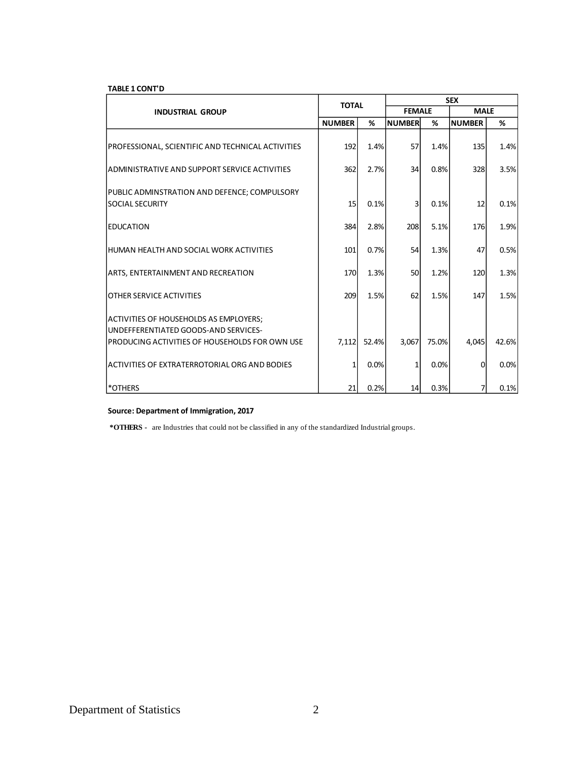**TABLE 1 CONT'D**

| INDUSTRIAL GROUP | TOTAL | | SEX | | | |
|---|---|---|---|---|---|---|
| | | | FEMALE | | MALE | |
| | NUMBER | % | NUMBER | % | NUMBER | % |
| PROFESSIONAL, SCIENTIFIC AND TECHNICAL ACTIVITIES | 192 | 1.4% | 57 | 1.4% | 135 | 1.4% |
| ADMINISTRATIVE AND SUPPORT SERVICE ACTIVITIES | 362 | 2.7% | 34 | 0.8% | 328 | 3.5% |
| PUBLIC ADMINSTRATION AND DEFENCE; COMPULSORY SOCIAL SECURITY | 15 | 0.1% | 3 | 0.1% | 12 | 0.1% |
| EDUCATION | 384 | 2.8% | 208 | 5.1% | 176 | 1.9% |
| HUMAN HEALTH AND SOCIAL WORK ACTIVITIES | 101 | 0.7% | 54 | 1.3% | 47 | 0.5% |
| ARTS, ENTERTAINMENT AND RECREATION | 170 | 1.3% | 50 | 1.2% | 120 | 1.3% |
| OTHER SERVICE ACTIVITIES | 209 | 1.5% | 62 | 1.5% | 147 | 1.5% |
| ACTIVITIES OF HOUSEHOLDS AS EMPLOYERS; UNDEFFERENTIATED GOODS-AND SERVICES-PRODUCING ACTIVITIES OF HOUSEHOLDS FOR OWN USE | 7,112 | 52.4% | 3,067 | 75.0% | 4,045 | 42.6% |
| ACTIVITIES OF EXTRATERROTORIAL ORG AND BODIES | 1 | 0.0% | 1 | 0.0% | 0 | 0.0% |
| *OTHERS | 21 | 0.2% | 14 | 0.3% | 7 | 0.1% |

**Source: Department of Immigration, 2017**

**\*OTHERS** - are Industries that could not be classified in any of the standardized Industrial groups.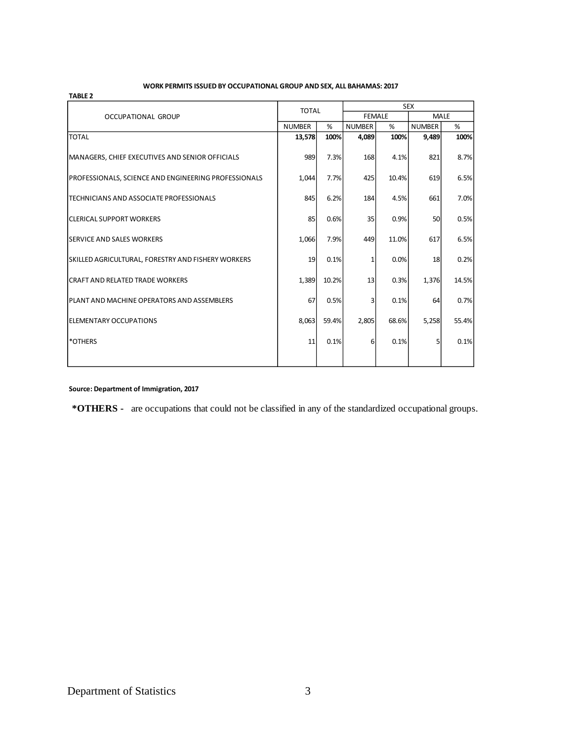**WORK PERMITS ISSUED BY OCCUPATIONAL GROUP AND SEX, ALL BAHAMAS: 2017**

**TABLE 2**

| OCCUPATIONAL GROUP | TOTAL | | SEX | | | |
|---|---|---|---|---|---|---|
| | | | FEMALE | | MALE | |
| | NUMBER | % | NUMBER | % | NUMBER | % |
| TOTAL | **13,578** | **100%** | **4,089** | **100%** | **9,489** | **100%** |
| MANAGERS, CHIEF EXECUTIVES AND SENIOR OFFICIALS | 989 | 7.3% | 168 | 4.1% | 821 | 8.7% |
| PROFESSIONALS, SCIENCE AND ENGINEERING PROFESSIONALS | 1,044 | 7.7% | 425 | 10.4% | 619 | 6.5% |
| TECHNICIANS AND ASSOCIATE PROFESSIONALS | 845 | 6.2% | 184 | 4.5% | 661 | 7.0% |
| CLERICAL SUPPORT WORKERS | 85 | 0.6% | 35 | 0.9% | 50 | 0.5% |
| SERVICE AND SALES WORKERS | 1,066 | 7.9% | 449 | 11.0% | 617 | 6.5% |
| SKILLED AGRICULTURAL, FORESTRY AND FISHERY WORKERS | 19 | 0.1% | 1 | 0.0% | 18 | 0.2% |
| CRAFT AND RELATED TRADE WORKERS | 1,389 | 10.2% | 13 | 0.3% | 1,376 | 14.5% |
| PLANT AND MACHINE OPERATORS AND ASSEMBLERS | 67 | 0.5% | 3 | 0.1% | 64 | 0.7% |
| ELEMENTARY OCCUPATIONS | 8,063 | 59.4% | 2,805 | 68.6% | 5,258 | 55.4% |
| *OTHERS | 11 | 0.1% | 6 | 0.1% | 5 | 0.1% |

**Source: Department of Immigration, 2017**

**\*OTHERS -** are occupations that could not be classified in any of the standardized occupational groups.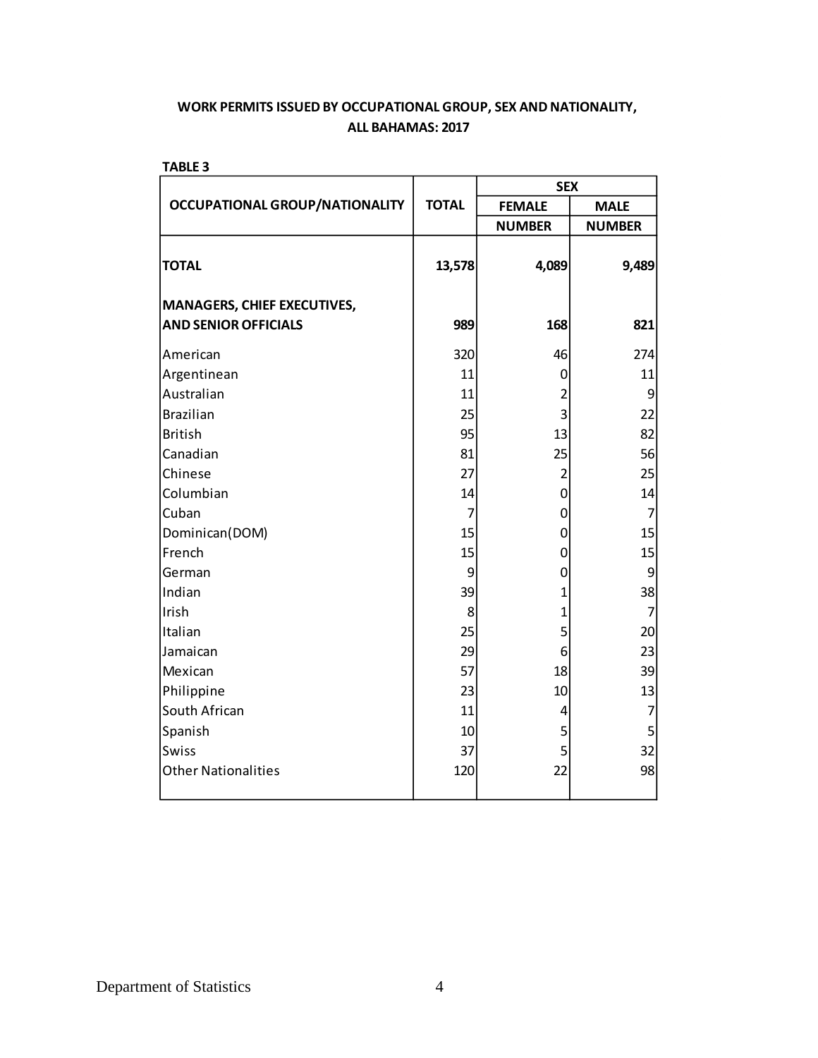## WORK PERMITS ISSUED BY OCCUPATIONAL GROUP, SEX AND NATIONALITY, ALL BAHAMAS: 2017

**TABLE 3**

| OCCUPATIONAL GROUP/NATIONALITY | TOTAL | SEX | |
|---|---|---|---|
| | | FEMALE | MALE |
| | | NUMBER | NUMBER |
| **TOTAL** | **13,578** | **4,089** | **9,489** |
| **MANAGERS, CHIEF EXECUTIVES, AND SENIOR OFFICIALS** | **989** | **168** | **821** |
| American | 320 | 46 | 274 |
| Argentinean | 11 | 0 | 11 |
| Australian | 11 | 2 | 9 |
| Brazilian | 25 | 3 | 22 |
| British | 95 | 13 | 82 |
| Canadian | 81 | 25 | 56 |
| Chinese | 27 | 2 | 25 |
| Columbian | 14 | 0 | 14 |
| Cuban | 7 | 0 | 7 |
| Dominican(DOM) | 15 | 0 | 15 |
| French | 15 | 0 | 15 |
| German | 9 | 0 | 9 |
| Indian | 39 | 1 | 38 |
| Irish | 8 | 1 | 7 |
| Italian | 25 | 5 | 20 |
| Jamaican | 29 | 6 | 23 |
| Mexican | 57 | 18 | 39 |
| Philippine | 23 | 10 | 13 |
| South African | 11 | 4 | 7 |
| Spanish | 10 | 5 | 5 |
| Swiss | 37 | 5 | 32 |
| Other Nationalities | 120 | 22 | 98 |

Department of Statistics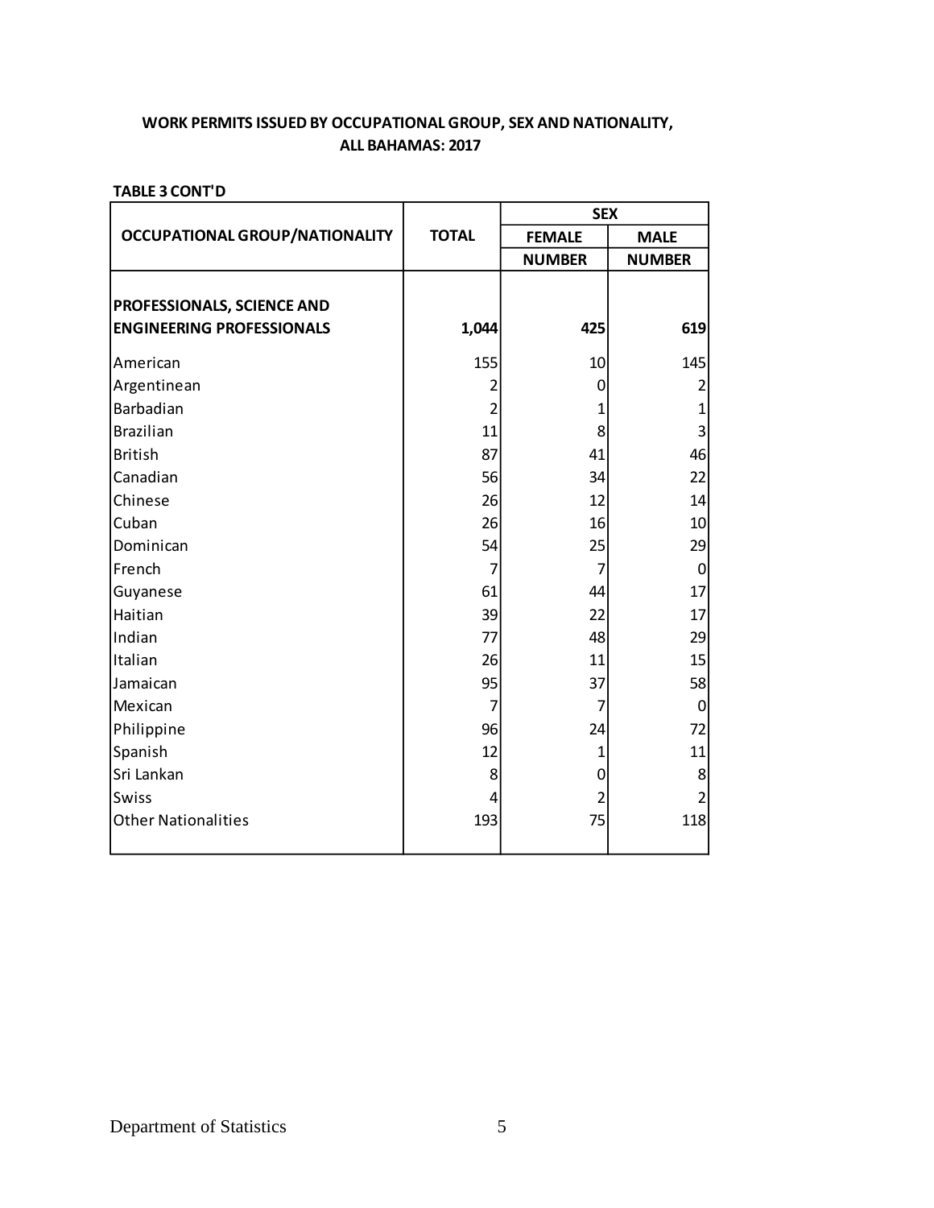**WORK PERMITS ISSUED BY OCCUPATIONAL GROUP, SEX AND NATIONALITY, ALL BAHAMAS: 2017**

**TABLE 3 CONT'D**

| OCCUPATIONAL GROUP/NATIONALITY | TOTAL | SEX | |
|---|---|---|---|
| | | FEMALE | MALE |
| | | NUMBER | NUMBER |
| **PROFESSIONALS, SCIENCE AND ENGINEERING PROFESSIONALS** | **1,044** | **425** | **619** |
| American | 155 | 10 | 145 |
| Argentinean | 2 | 0 | 2 |
| Barbadian | 2 | 1 | 1 |
| Brazilian | 11 | 8 | 3 |
| British | 87 | 41 | 46 |
| Canadian | 56 | 34 | 22 |
| Chinese | 26 | 12 | 14 |
| Cuban | 26 | 16 | 10 |
| Dominican | 54 | 25 | 29 |
| French | 7 | 7 | 0 |
| Guyanese | 61 | 44 | 17 |
| Haitian | 39 | 22 | 17 |
| Indian | 77 | 48 | 29 |
| Italian | 26 | 11 | 15 |
| Jamaican | 95 | 37 | 58 |
| Mexican | 7 | 7 | 0 |
| Philippine | 96 | 24 | 72 |
| Spanish | 12 | 1 | 11 |
| Sri Lankan | 8 | 0 | 8 |
| Swiss | 4 | 2 | 2 |
| Other Nationalities | 193 | 75 | 118 |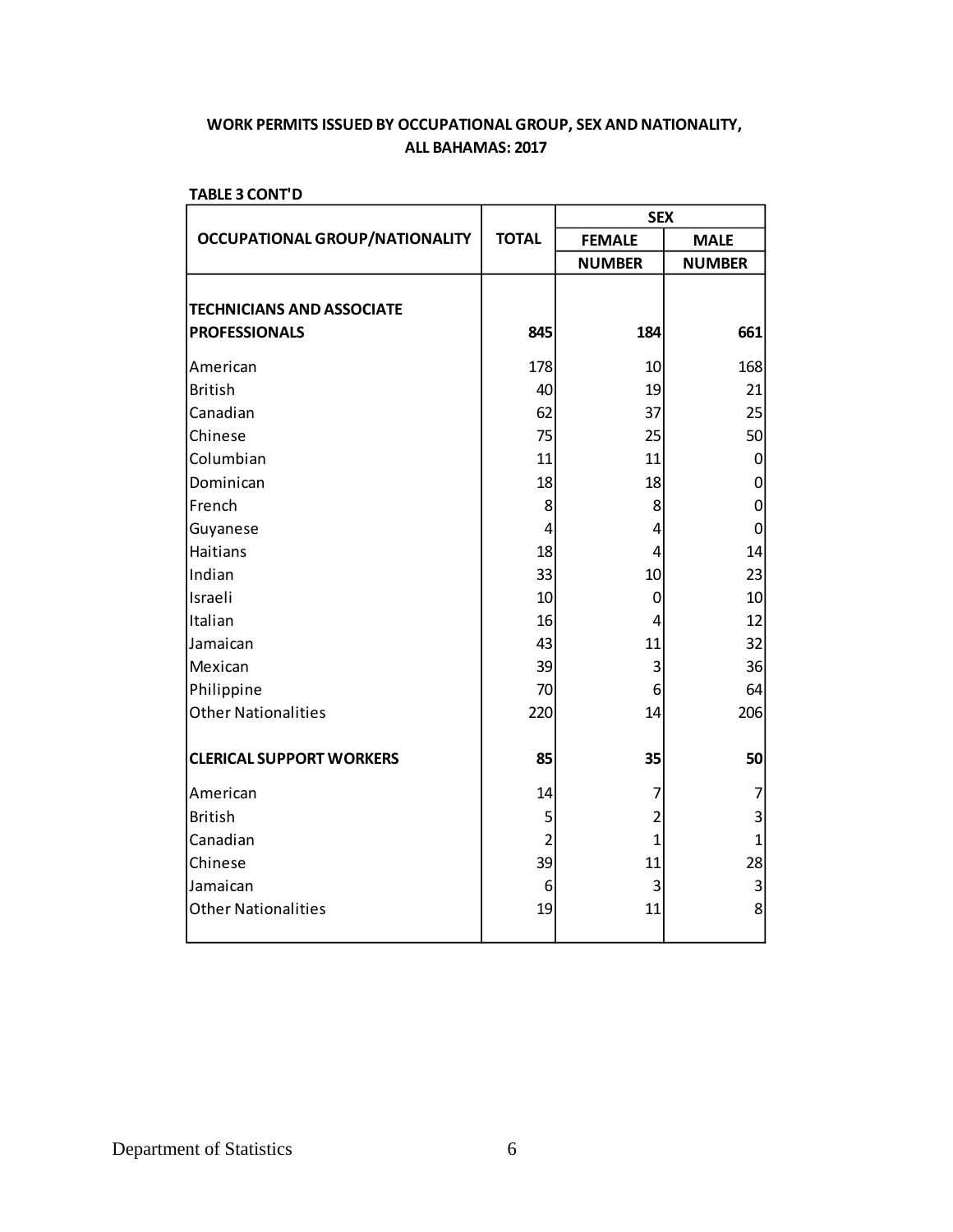**WORK PERMITS ISSUED BY OCCUPATIONAL GROUP, SEX AND NATIONALITY, ALL BAHAMAS: 2017**

**TABLE 3 CONT'D**

| OCCUPATIONAL GROUP/NATIONALITY | TOTAL | SEX | |
|---|---|---|---|
| | | FEMALE | MALE |
| | | NUMBER | NUMBER |
| **TECHNICIANS AND ASSOCIATE PROFESSIONALS** | **845** | **184** | **661** |
| American | 178 | 10 | 168 |
| British | 40 | 19 | 21 |
| Canadian | 62 | 37 | 25 |
| Chinese | 75 | 25 | 50 |
| Columbian | 11 | 11 | 0 |
| Dominican | 18 | 18 | 0 |
| French | 8 | 8 | 0 |
| Guyanese | 4 | 4 | 0 |
| Haitians | 18 | 4 | 14 |
| Indian | 33 | 10 | 23 |
| Israeli | 10 | 0 | 10 |
| Italian | 16 | 4 | 12 |
| Jamaican | 43 | 11 | 32 |
| Mexican | 39 | 3 | 36 |
| Philippine | 70 | 6 | 64 |
| Other Nationalities | 220 | 14 | 206 |
| **CLERICAL SUPPORT WORKERS** | **85** | **35** | **50** |
| American | 14 | 7 | 7 |
| British | 5 | 2 | 3 |
| Canadian | 2 | 1 | 1 |
| Chinese | 39 | 11 | 28 |
| Jamaican | 6 | 3 | 3 |
| Other Nationalities | 19 | 11 | 8 |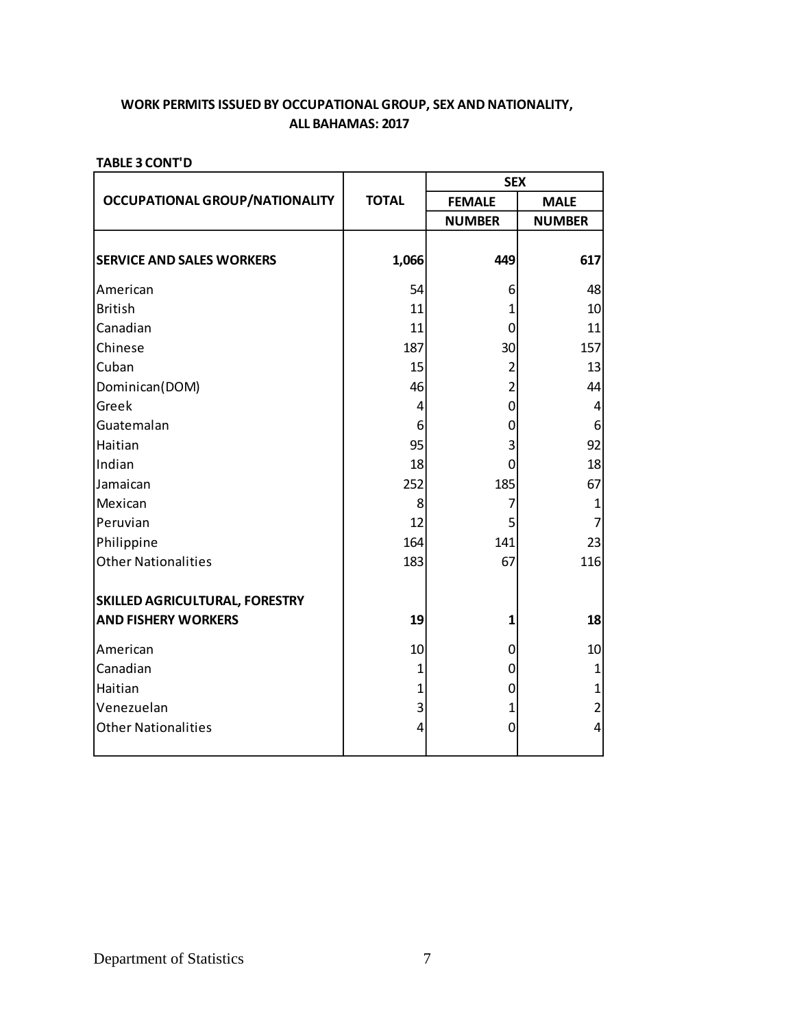**WORK PERMITS ISSUED BY OCCUPATIONAL GROUP, SEX AND NATIONALITY, ALL BAHAMAS: 2017**

**TABLE 3 CONT'D**

| OCCUPATIONAL GROUP/NATIONALITY | TOTAL | SEX | |
|---|---|---|---|
| | | FEMALE | MALE |
| | | NUMBER | NUMBER |
| **SERVICE AND SALES WORKERS** | **1,066** | **449** | **617** |
| American | 54 | 6 | 48 |
| British | 11 | 1 | 10 |
| Canadian | 11 | 0 | 11 |
| Chinese | 187 | 30 | 157 |
| Cuban | 15 | 2 | 13 |
| Dominican(DOM) | 46 | 2 | 44 |
| Greek | 4 | 0 | 4 |
| Guatemalan | 6 | 0 | 6 |
| Haitian | 95 | 3 | 92 |
| Indian | 18 | 0 | 18 |
| Jamaican | 252 | 185 | 67 |
| Mexican | 8 | 7 | 1 |
| Peruvian | 12 | 5 | 7 |
| Philippine | 164 | 141 | 23 |
| Other Nationalities | 183 | 67 | 116 |
| **SKILLED AGRICULTURAL, FORESTRY AND FISHERY WORKERS** | **19** | **1** | **18** |
| American | 10 | 0 | 10 |
| Canadian | 1 | 0 | 1 |
| Haitian | 1 | 0 | 1 |
| Venezuelan | 3 | 1 | 2 |
| Other Nationalities | 4 | 0 | 4 |

Department of Statistics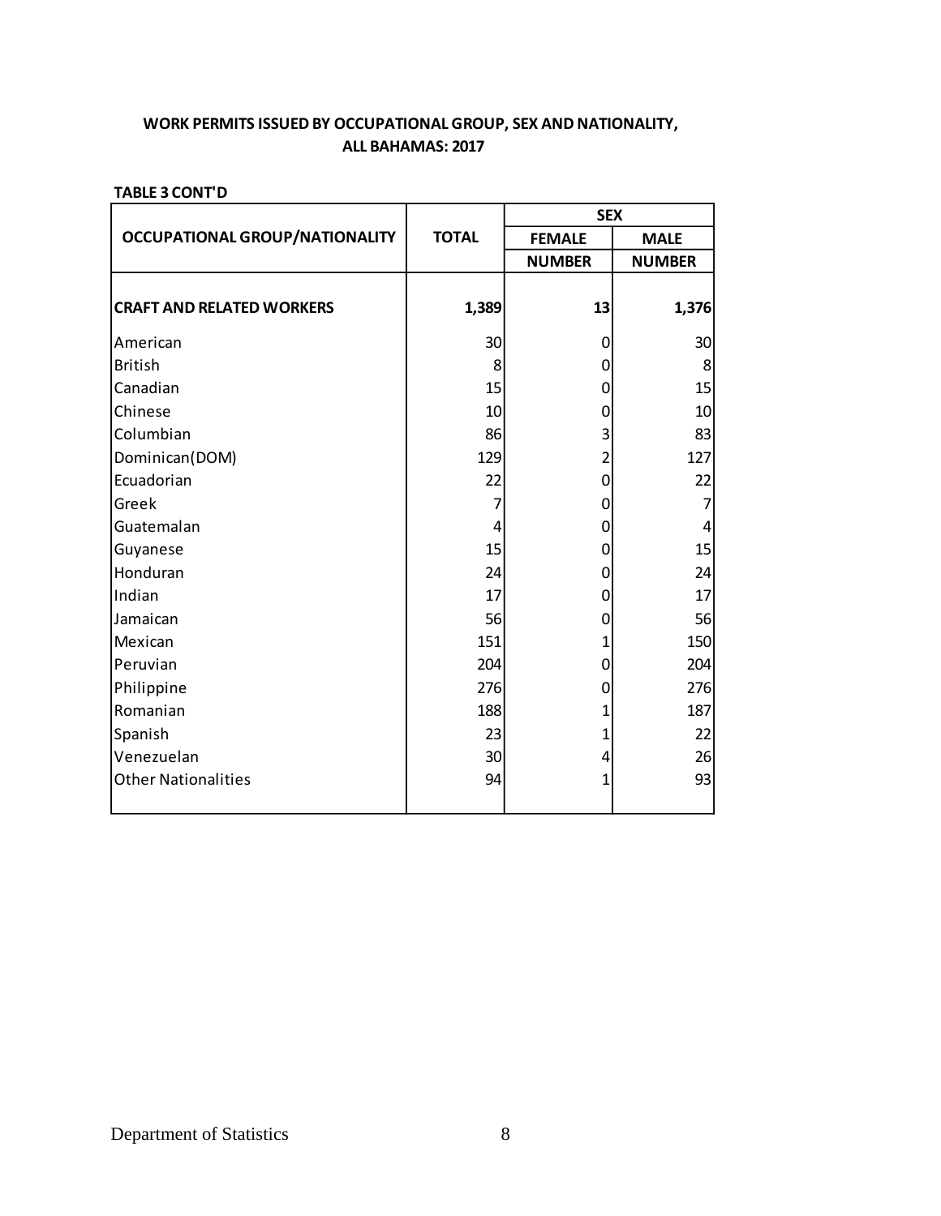**WORK PERMITS ISSUED BY OCCUPATIONAL GROUP, SEX AND NATIONALITY, ALL BAHAMAS: 2017**

**TABLE 3 CONT'D**

| OCCUPATIONAL GROUP/NATIONALITY | TOTAL | SEX | |
|---|---|---|---|
| | | FEMALE | MALE |
| | | NUMBER | NUMBER |
| **CRAFT AND RELATED WORKERS** | **1,389** | **13** | **1,376** |
| American | 30 | 0 | 30 |
| British | 8 | 0 | 8 |
| Canadian | 15 | 0 | 15 |
| Chinese | 10 | 0 | 10 |
| Columbian | 86 | 3 | 83 |
| Dominican(DOM) | 129 | 2 | 127 |
| Ecuadorian | 22 | 0 | 22 |
| Greek | 7 | 0 | 7 |
| Guatemalan | 4 | 0 | 4 |
| Guyanese | 15 | 0 | 15 |
| Honduran | 24 | 0 | 24 |
| Indian | 17 | 0 | 17 |
| Jamaican | 56 | 0 | 56 |
| Mexican | 151 | 1 | 150 |
| Peruvian | 204 | 0 | 204 |
| Philippine | 276 | 0 | 276 |
| Romanian | 188 | 1 | 187 |
| Spanish | 23 | 1 | 22 |
| Venezuelan | 30 | 4 | 26 |
| Other Nationalities | 94 | 1 | 93 |

Department of Statistics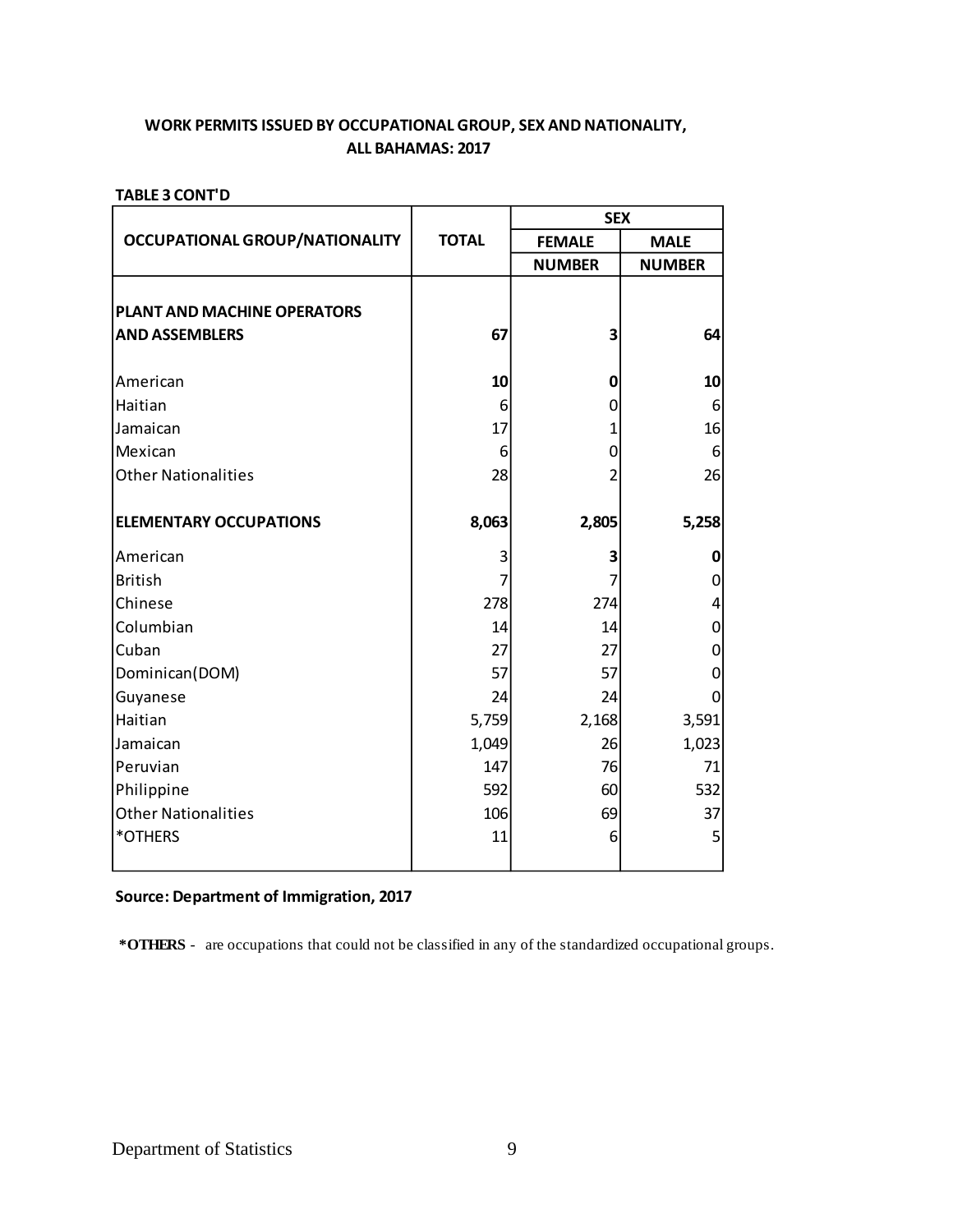**WORK PERMITS ISSUED BY OCCUPATIONAL GROUP, SEX AND NATIONALITY, ALL BAHAMAS: 2017**

**TABLE 3 CONT'D**

| OCCUPATIONAL GROUP/NATIONALITY | TOTAL | SEX | |
|---|---|---|---|
| | | FEMALE | MALE |
| | | NUMBER | NUMBER |
| **PLANT AND MACHINE OPERATORS AND ASSEMBLERS** | **67** | **3** | **64** |
| American | **10** | **0** | **10** |
| Haitian | 6 | 0 | 6 |
| Jamaican | 17 | 1 | 16 |
| Mexican | 6 | 0 | 6 |
| Other Nationalities | 28 | 2 | 26 |
| **ELEMENTARY OCCUPATIONS** | **8,063** | **2,805** | **5,258** |
| American | 3 | **3** | **0** |
| British | 7 | 7 | 0 |
| Chinese | 278 | 274 | 4 |
| Columbian | 14 | 14 | 0 |
| Cuban | 27 | 27 | 0 |
| Dominican(DOM) | 57 | 57 | 0 |
| Guyanese | 24 | 24 | 0 |
| Haitian | 5,759 | 2,168 | 3,591 |
| Jamaican | 1,049 | 26 | 1,023 |
| Peruvian | 147 | 76 | 71 |
| Philippine | 592 | 60 | 532 |
| Other Nationalities | 106 | 69 | 37 |
| *OTHERS | 11 | 6 | 5 |

**Source: Department of Immigration, 2017**

**\*OTHERS** - are occupations that could not be classified in any of the standardized occupational groups.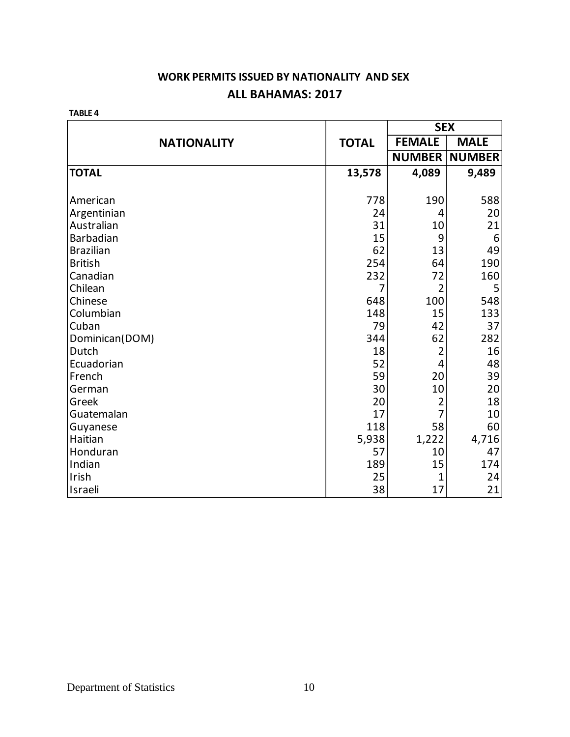## WORK PERMITS ISSUED BY NATIONALITY AND SEX

## ALL BAHAMAS: 2017

**TABLE 4**

| NATIONALITY | TOTAL | SEX | |
|---|---|---|---|
| | | FEMALE | MALE |
| | | NUMBER | NUMBER |
| **TOTAL** | **13,578** | **4,089** | **9,489** |
| American | 778 | 190 | 588 |
| Argentinian | 24 | 4 | 20 |
| Australian | 31 | 10 | 21 |
| Barbadian | 15 | 9 | 6 |
| Brazilian | 62 | 13 | 49 |
| British | 254 | 64 | 190 |
| Canadian | 232 | 72 | 160 |
| Chilean | 7 | 2 | 5 |
| Chinese | 648 | 100 | 548 |
| Columbian | 148 | 15 | 133 |
| Cuban | 79 | 42 | 37 |
| Dominican(DOM) | 344 | 62 | 282 |
| Dutch | 18 | 2 | 16 |
| Ecuadorian | 52 | 4 | 48 |
| French | 59 | 20 | 39 |
| German | 30 | 10 | 20 |
| Greek | 20 | 2 | 18 |
| Guatemalan | 17 | 7 | 10 |
| Guyanese | 118 | 58 | 60 |
| Haitian | 5,938 | 1,222 | 4,716 |
| Honduran | 57 | 10 | 47 |
| Indian | 189 | 15 | 174 |
| Irish | 25 | 1 | 24 |
| Israeli | 38 | 17 | 21 |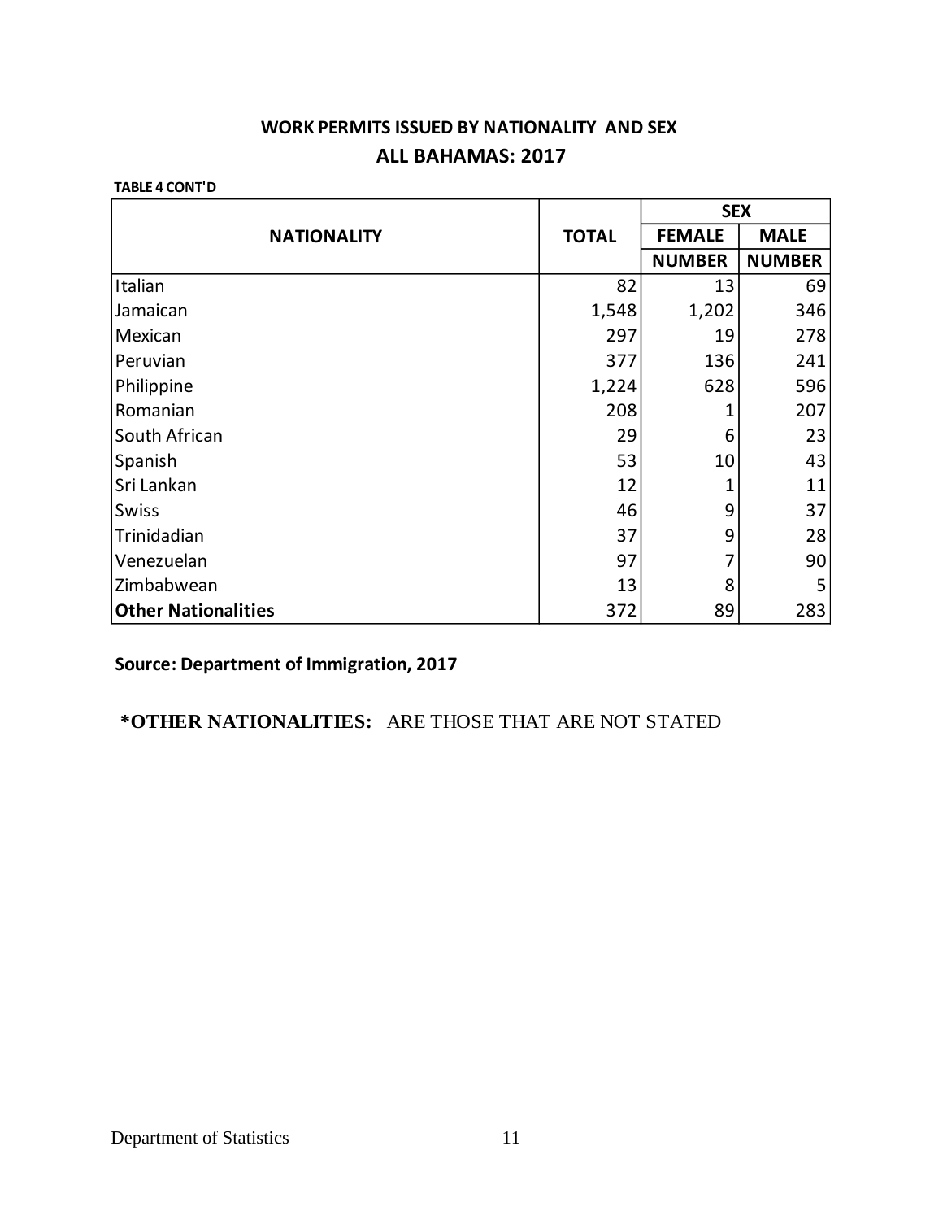## WORK PERMITS ISSUED BY NATIONALITY AND SEX

## ALL BAHAMAS: 2017

**TABLE 4 CONT'D**

| NATIONALITY | TOTAL | SEX | |
|---|---|---|---|
| | | FEMALE | MALE |
| | | NUMBER | NUMBER |
| Italian | 82 | 13 | 69 |
| Jamaican | 1,548 | 1,202 | 346 |
| Mexican | 297 | 19 | 278 |
| Peruvian | 377 | 136 | 241 |
| Philippine | 1,224 | 628 | 596 |
| Romanian | 208 | 1 | 207 |
| South African | 29 | 6 | 23 |
| Spanish | 53 | 10 | 43 |
| Sri Lankan | 12 | 1 | 11 |
| Swiss | 46 | 9 | 37 |
| Trinidadian | 37 | 9 | 28 |
| Venezuelan | 97 | 7 | 90 |
| Zimbabwean | 13 | 8 | 5 |
| **Other Nationalities** | 372 | 89 | 283 |

**Source: Department of Immigration, 2017**

**\*OTHER NATIONALITIES:** ARE THOSE THAT ARE NOT STATED

Department of Statistics